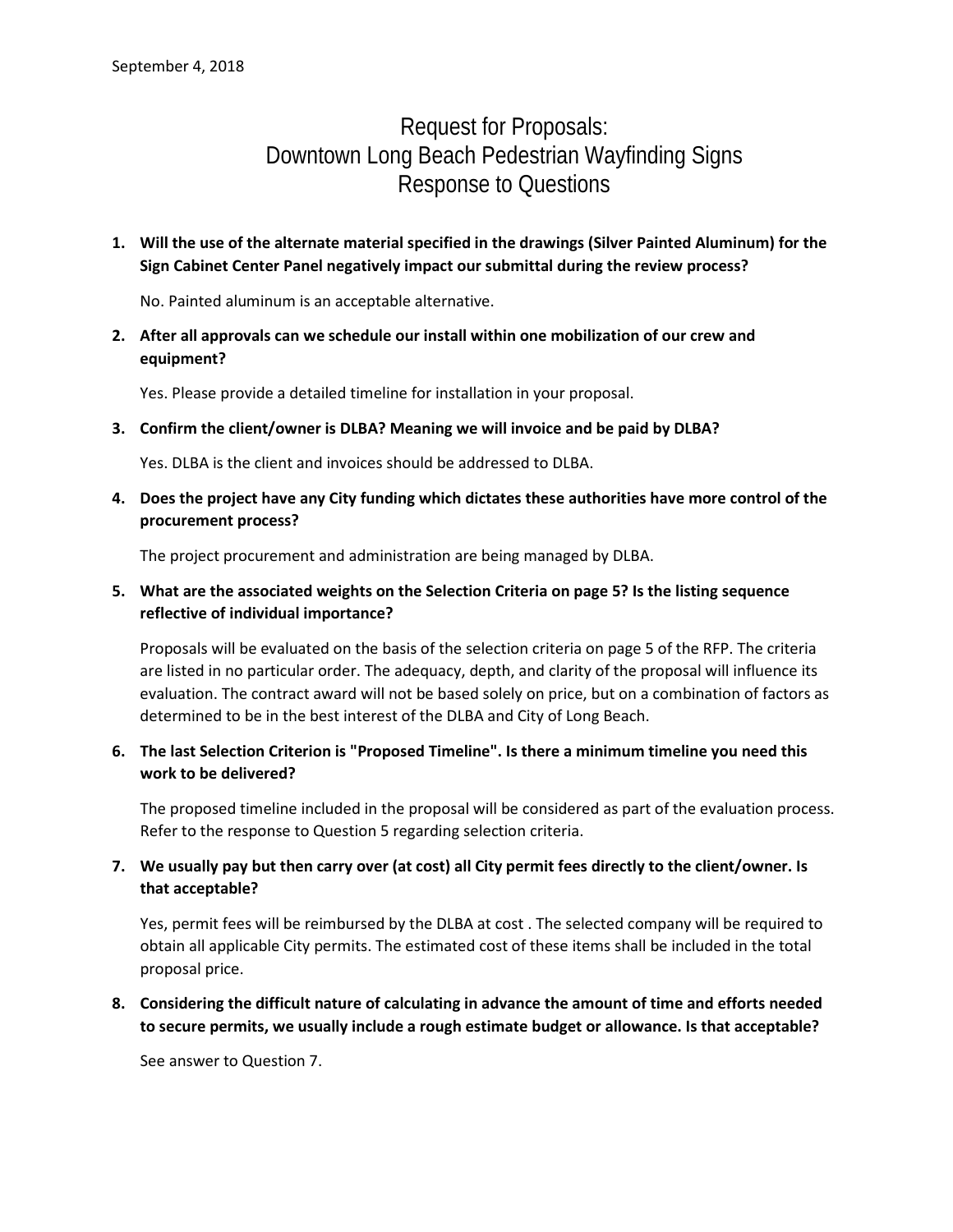September 4, 2018

# Request for Proposals:
# Downtown Long Beach Pedestrian Wayfinding Signs
# Response to Questions

1. **Will the use of the alternate material specified in the drawings (Silver Painted Aluminum) for the Sign Cabinet Center Panel negatively impact our submittal during the review process?**

   No. Painted aluminum is an acceptable alternative.

2. **After all approvals can we schedule our install within one mobilization of our crew and equipment?**

   Yes. Please provide a detailed timeline for installation in your proposal.

3. **Confirm the client/owner is DLBA? Meaning we will invoice and be paid by DLBA?**

   Yes. DLBA is the client and invoices should be addressed to DLBA.

4. **Does the project have any City funding which dictates these authorities have more control of the procurement process?**

   The project procurement and administration are being managed by DLBA.

5. **What are the associated weights on the Selection Criteria on page 5? Is the listing sequence reflective of individual importance?**

   Proposals will be evaluated on the basis of the selection criteria on page 5 of the RFP. The criteria are listed in no particular order. The adequacy, depth, and clarity of the proposal will influence its evaluation. The contract award will not be based solely on price, but on a combination of factors as determined to be in the best interest of the DLBA and City of Long Beach.

6. **The last Selection Criterion is "Proposed Timeline". Is there a minimum timeline you need this work to be delivered?**

   The proposed timeline included in the proposal will be considered as part of the evaluation process. Refer to the response to Question 5 regarding selection criteria.

7. **We usually pay but then carry over (at cost) all City permit fees directly to the client/owner. Is that acceptable?**

   Yes, permit fees will be reimbursed by the DLBA at cost . The selected company will be required to obtain all applicable City permits. The estimated cost of these items shall be included in the total proposal price.

8. **Considering the difficult nature of calculating in advance the amount of time and efforts needed to secure permits, we usually include a rough estimate budget or allowance. Is that acceptable?**

   See answer to Question 7.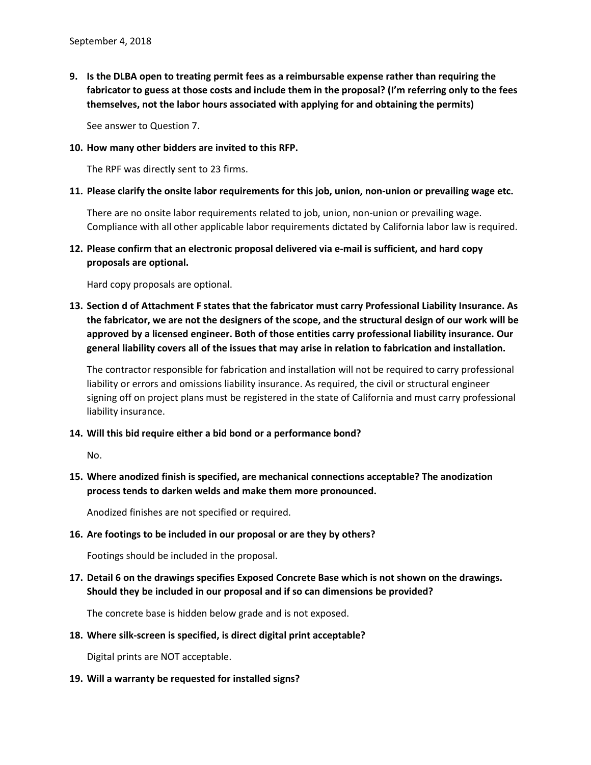September 4, 2018

**9. Is the DLBA open to treating permit fees as a reimbursable expense rather than requiring the fabricator to guess at those costs and include them in the proposal? (I'm referring only to the fees themselves, not the labor hours associated with applying for and obtaining the permits)**

See answer to Question 7.

**10. How many other bidders are invited to this RFP.**

The RPF was directly sent to 23 firms.

**11. Please clarify the onsite labor requirements for this job, union, non-union or prevailing wage etc.**

There are no onsite labor requirements related to job, union, non-union or prevailing wage. Compliance with all other applicable labor requirements dictated by California labor law is required.

**12. Please confirm that an electronic proposal delivered via e-mail is sufficient, and hard copy proposals are optional.**

Hard copy proposals are optional.

**13. Section d of Attachment F states that the fabricator must carry Professional Liability Insurance. As the fabricator, we are not the designers of the scope, and the structural design of our work will be approved by a licensed engineer. Both of those entities carry professional liability insurance. Our general liability covers all of the issues that may arise in relation to fabrication and installation.**

The contractor responsible for fabrication and installation will not be required to carry professional liability or errors and omissions liability insurance. As required, the civil or structural engineer signing off on project plans must be registered in the state of California and must carry professional liability insurance.

**14. Will this bid require either a bid bond or a performance bond?**

No.

**15. Where anodized finish is specified, are mechanical connections acceptable? The anodization process tends to darken welds and make them more pronounced.**

Anodized finishes are not specified or required.

**16. Are footings to be included in our proposal or are they by others?**

Footings should be included in the proposal.

**17. Detail 6 on the drawings specifies Exposed Concrete Base which is not shown on the drawings. Should they be included in our proposal and if so can dimensions be provided?**

The concrete base is hidden below grade and is not exposed.

**18. Where silk-screen is specified, is direct digital print acceptable?**

Digital prints are NOT acceptable.

**19. Will a warranty be requested for installed signs?**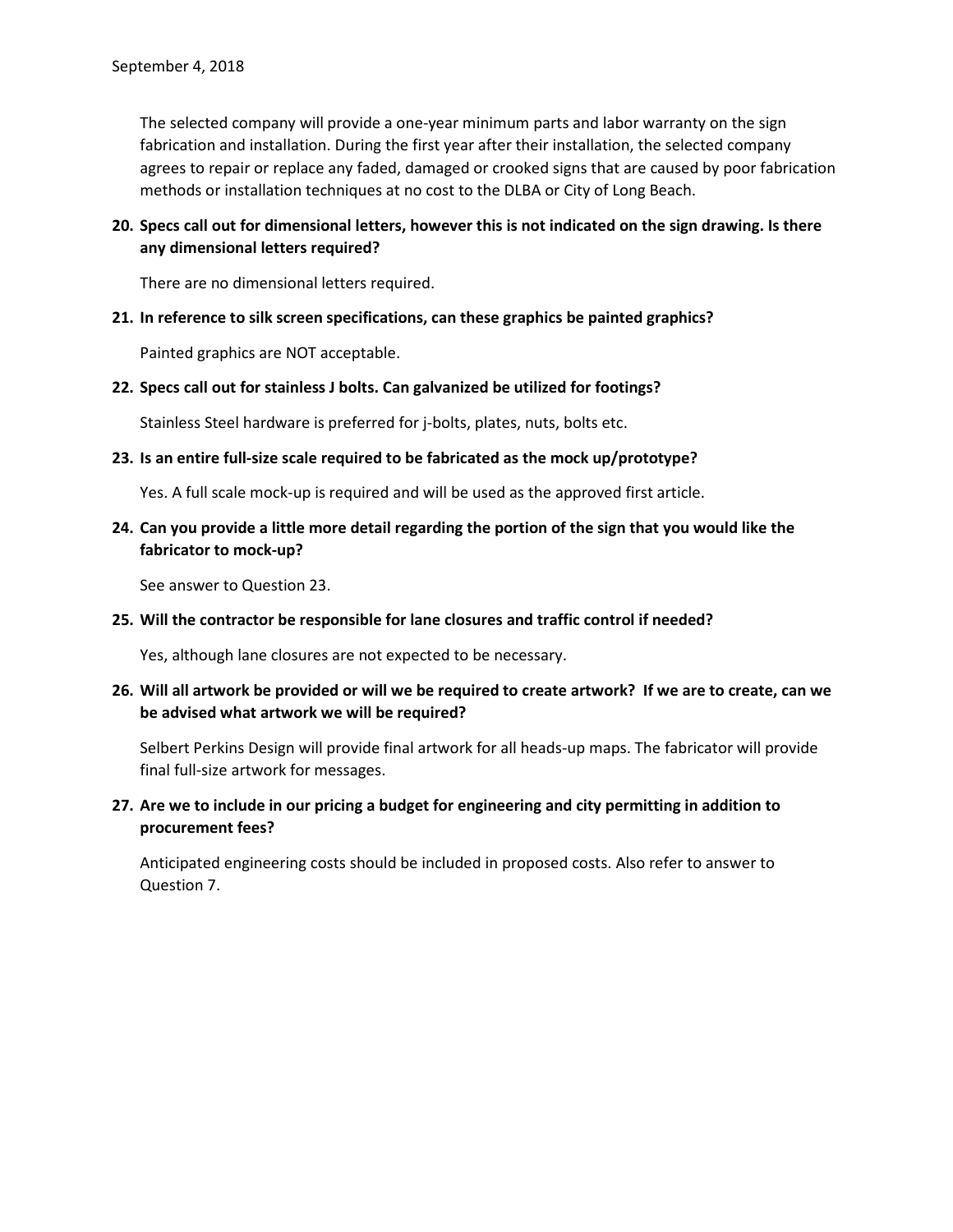September 4, 2018

The selected company will provide a one-year minimum parts and labor warranty on the sign fabrication and installation. During the first year after their installation, the selected company agrees to repair or replace any faded, damaged or crooked signs that are caused by poor fabrication methods or installation techniques at no cost to the DLBA or City of Long Beach.

**20. Specs call out for dimensional letters, however this is not indicated on the sign drawing. Is there any dimensional letters required?**

There are no dimensional letters required.

**21. In reference to silk screen specifications, can these graphics be painted graphics?**

Painted graphics are NOT acceptable.

**22. Specs call out for stainless J bolts. Can galvanized be utilized for footings?**

Stainless Steel hardware is preferred for j-bolts, plates, nuts, bolts etc.

**23. Is an entire full-size scale required to be fabricated as the mock up/prototype?**

Yes. A full scale mock-up is required and will be used as the approved first article.

**24. Can you provide a little more detail regarding the portion of the sign that you would like the fabricator to mock-up?**

See answer to Question 23.

**25. Will the contractor be responsible for lane closures and traffic control if needed?**

Yes, although lane closures are not expected to be necessary.

**26. Will all artwork be provided or will we be required to create artwork? If we are to create, can we be advised what artwork we will be required?**

Selbert Perkins Design will provide final artwork for all heads-up maps. The fabricator will provide final full-size artwork for messages.

**27. Are we to include in our pricing a budget for engineering and city permitting in addition to procurement fees?**

Anticipated engineering costs should be included in proposed costs. Also refer to answer to Question 7.